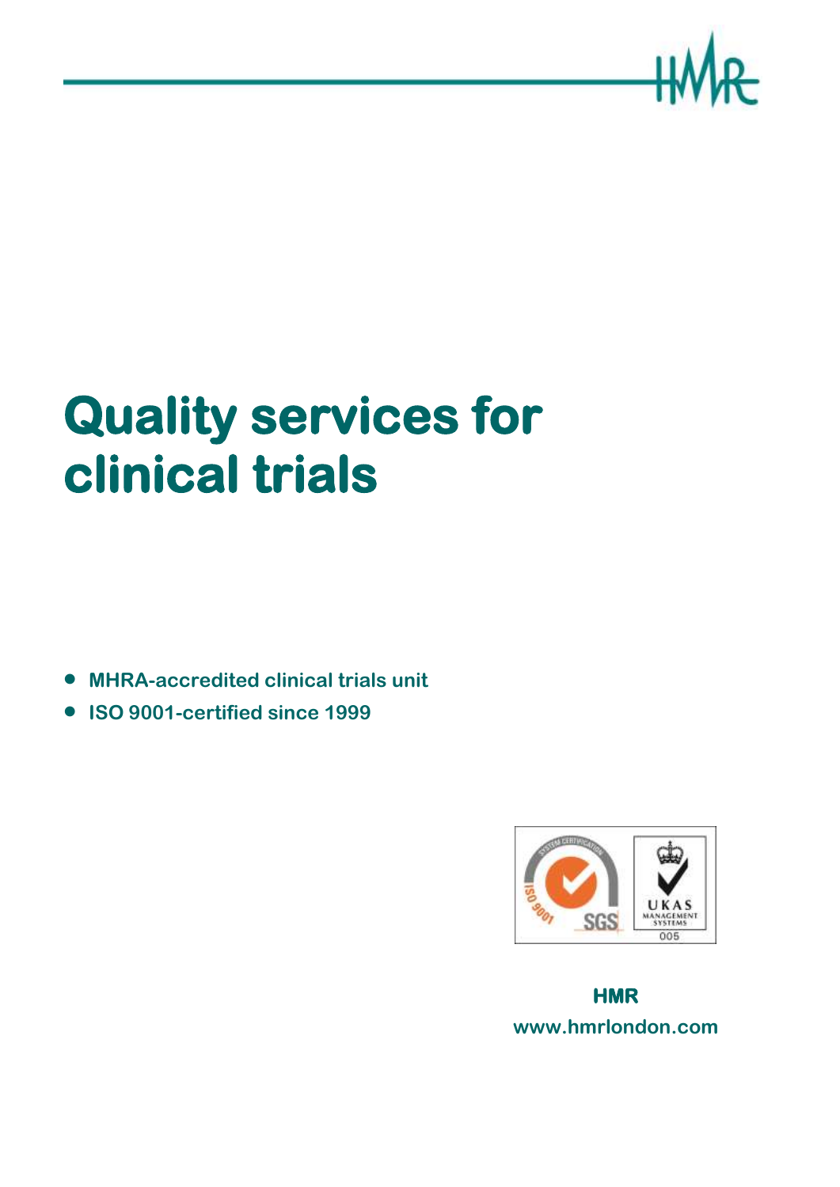# Quality services for clinical trials

- MHRA-accredited clinical trials unit
- ISO 9001-certified since 1999

**HMR**
**www.hmrlondon.com**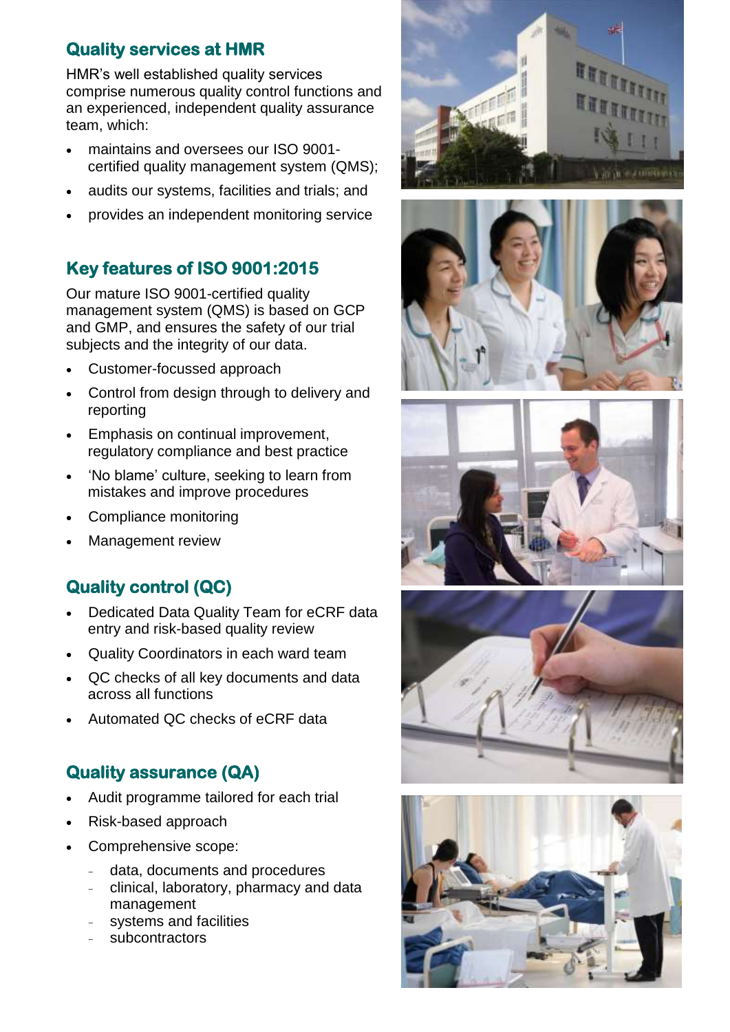## Quality services at HMR

HMR's well established quality services comprise numerous quality control functions and an experienced, independent quality assurance team, which:

- maintains and oversees our ISO 9001-certified quality management system (QMS);
- audits our systems, facilities and trials; and
- provides an independent monitoring service

## Key features of ISO 9001:2015

Our mature ISO 9001-certified quality management system (QMS) is based on GCP and GMP, and ensures the safety of our trial subjects and the integrity of our data.

- Customer-focussed approach
- Control from design through to delivery and reporting
- Emphasis on continual improvement, regulatory compliance and best practice
- 'No blame' culture, seeking to learn from mistakes and improve procedures
- Compliance monitoring
- Management review

## Quality control (QC)

- Dedicated Data Quality Team for eCRF data entry and risk-based quality review
- Quality Coordinators in each ward team
- QC checks of all key documents and data across all functions
- Automated QC checks of eCRF data

## Quality assurance (QA)

- Audit programme tailored for each trial
- Risk-based approach
- Comprehensive scope:
  - data, documents and procedures
  - clinical, laboratory, pharmacy and data management
  - systems and facilities
  - subcontractors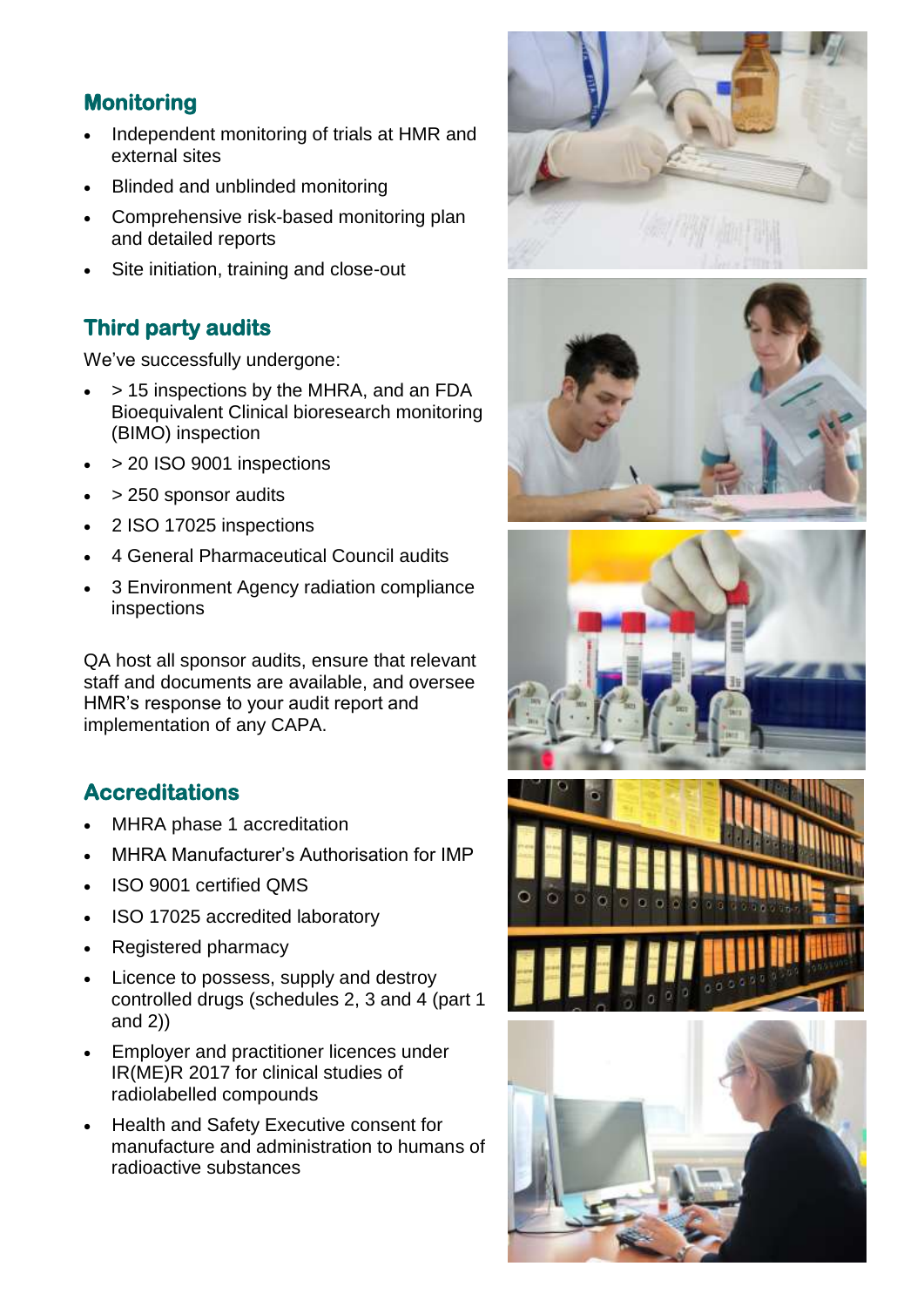## Monitoring

- Independent monitoring of trials at HMR and external sites
- Blinded and unblinded monitoring
- Comprehensive risk-based monitoring plan and detailed reports
- Site initiation, training and close-out

## Third party audits

We've successfully undergone:

- > 15 inspections by the MHRA, and an FDA Bioequivalent Clinical bioresearch monitoring (BIMO) inspection
- > 20 ISO 9001 inspections
- > 250 sponsor audits
- 2 ISO 17025 inspections
- 4 General Pharmaceutical Council audits
- 3 Environment Agency radiation compliance inspections

QA host all sponsor audits, ensure that relevant staff and documents are available, and oversee HMR's response to your audit report and implementation of any CAPA.

## Accreditations

- MHRA phase 1 accreditation
- MHRA Manufacturer's Authorisation for IMP
- ISO 9001 certified QMS
- ISO 17025 accredited laboratory
- Registered pharmacy
- Licence to possess, supply and destroy controlled drugs (schedules 2, 3 and 4 (part 1 and 2))
- Employer and practitioner licences under IR(ME)R 2017 for clinical studies of radiolabelled compounds
- Health and Safety Executive consent for manufacture and administration to humans of radioactive substances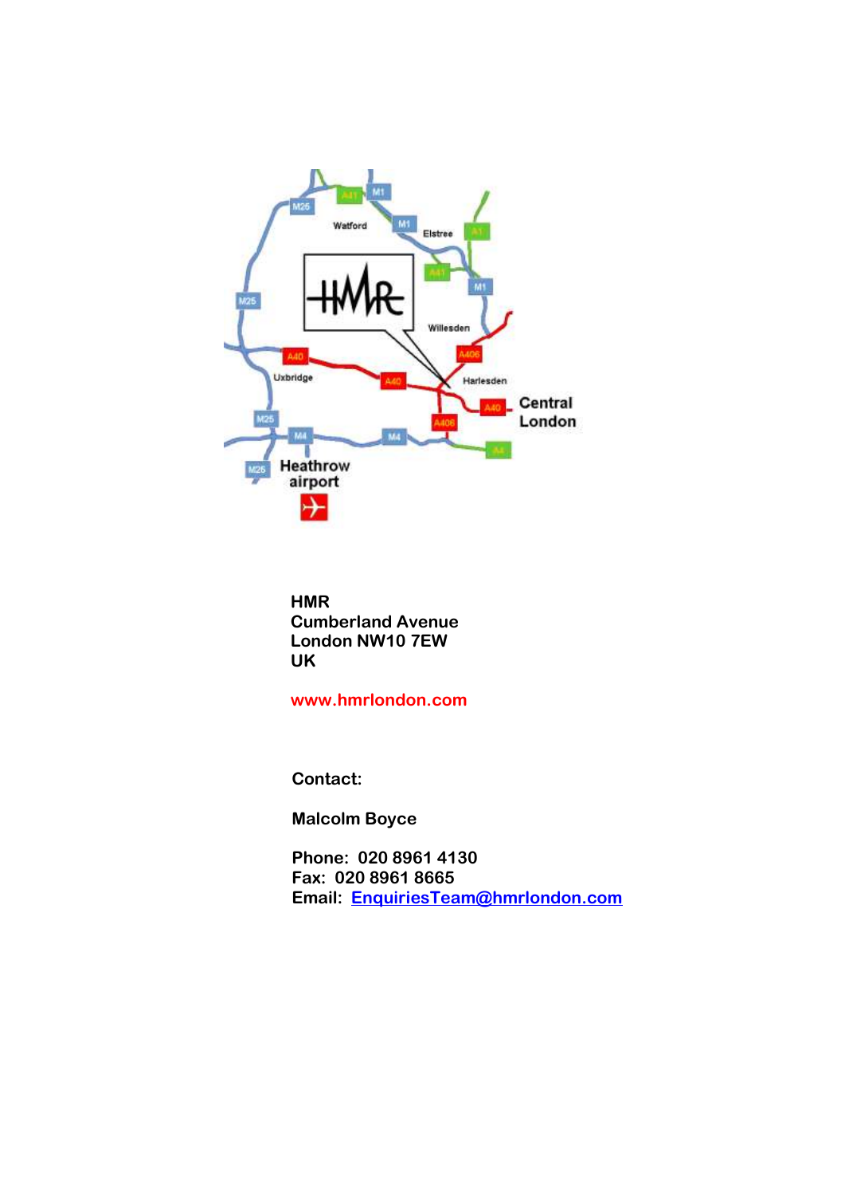M25
Watford
A41
M1
M1
Elstree
A1
A41
M1
M25
Willesden
A406
A40
Uxbridge
A40
Harlesden
A40
Central London
M25
A406
M4
M4
A4
M25
Heathrow airport

**HMR**
**Cumberland Avenue**
**London NW10 7EW**
**UK**

**www.hmrlondon.com**

**Contact:**

**Malcolm Boyce**

**Phone: 020 8961 4130**
**Fax: 020 8961 8665**
**Email: EnquiriesTeam@hmrlondon.com**